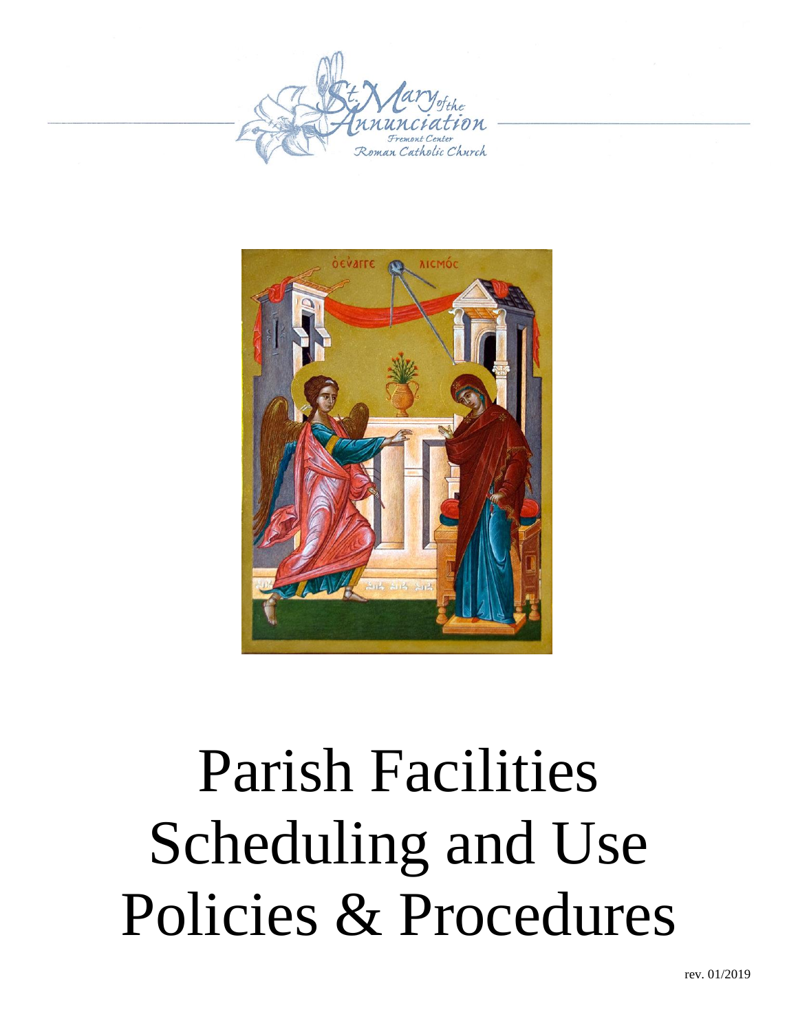St. Mary of the Annunciation
Fremont Center
Roman Catholic Church

# Parish Facilities Scheduling and Use Policies & Procedures

rev. 01/2019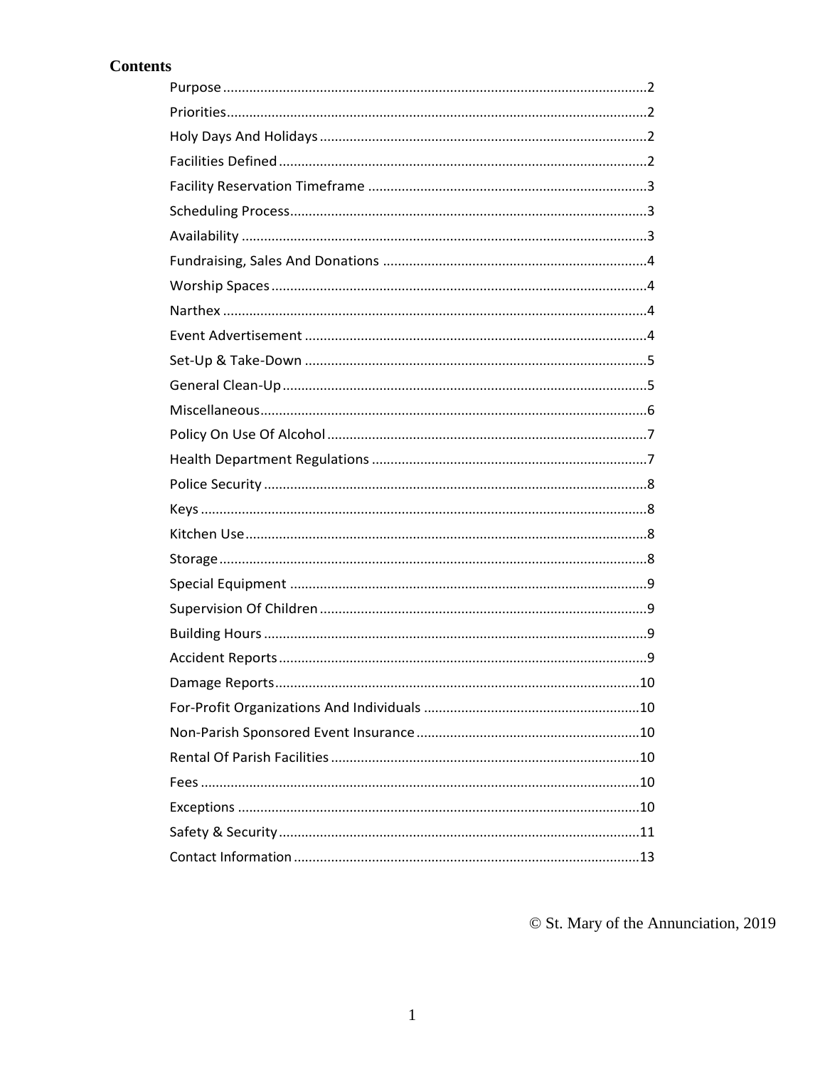# Contents

- Purpose .......... 2
- Priorities .......... 2
- Holy Days And Holidays .......... 2
- Facilities Defined .......... 2
- Facility Reservation Timeframe .......... 3
- Scheduling Process .......... 3
- Availability .......... 3
- Fundraising, Sales And Donations .......... 4
- Worship Spaces .......... 4
- Narthex .......... 4
- Event Advertisement .......... 4
- Set-Up & Take-Down .......... 5
- General Clean-Up .......... 5
- Miscellaneous .......... 6
- Policy On Use Of Alcohol .......... 7
- Health Department Regulations .......... 7
- Police Security .......... 8
- Keys .......... 8
- Kitchen Use .......... 8
- Storage .......... 8
- Special Equipment .......... 9
- Supervision Of Children .......... 9
- Building Hours .......... 9
- Accident Reports .......... 9
- Damage Reports .......... 10
- For-Profit Organizations And Individuals .......... 10
- Non-Parish Sponsored Event Insurance .......... 10
- Rental Of Parish Facilities .......... 10
- Fees .......... 10
- Exceptions .......... 10
- Safety & Security .......... 11
- Contact Information .......... 13

© St. Mary of the Annunciation, 2019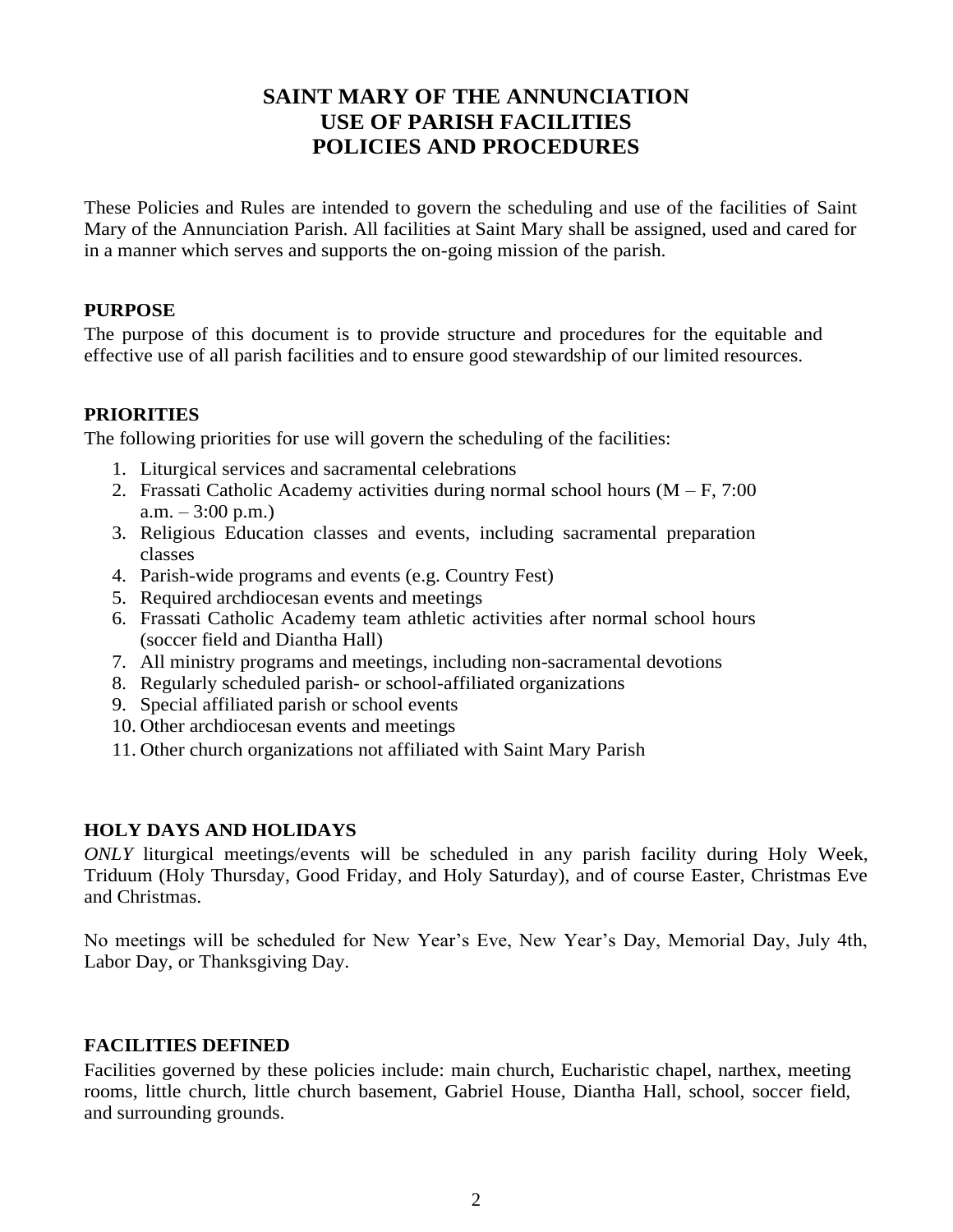# SAINT MARY OF THE ANNUNCIATION
# USE OF PARISH FACILITIES
# POLICIES AND PROCEDURES

These Policies and Rules are intended to govern the scheduling and use of the facilities of Saint Mary of the Annunciation Parish. All facilities at Saint Mary shall be assigned, used and cared for in a manner which serves and supports the on-going mission of the parish.

## PURPOSE

The purpose of this document is to provide structure and procedures for the equitable and effective use of all parish facilities and to ensure good stewardship of our limited resources.

## PRIORITIES

The following priorities for use will govern the scheduling of the facilities:

1. Liturgical services and sacramental celebrations
2. Frassati Catholic Academy activities during normal school hours (M – F, 7:00 a.m. – 3:00 p.m.)
3. Religious Education classes and events, including sacramental preparation classes
4. Parish-wide programs and events (e.g. Country Fest)
5. Required archdiocesan events and meetings
6. Frassati Catholic Academy team athletic activities after normal school hours (soccer field and Diantha Hall)
7. All ministry programs and meetings, including non-sacramental devotions
8. Regularly scheduled parish- or school-affiliated organizations
9. Special affiliated parish or school events
10. Other archdiocesan events and meetings
11. Other church organizations not affiliated with Saint Mary Parish

## HOLY DAYS AND HOLIDAYS

*ONLY* liturgical meetings/events will be scheduled in any parish facility during Holy Week, Triduum (Holy Thursday, Good Friday, and Holy Saturday), and of course Easter, Christmas Eve and Christmas.

No meetings will be scheduled for New Year's Eve, New Year's Day, Memorial Day, July 4th, Labor Day, or Thanksgiving Day.

## FACILITIES DEFINED

Facilities governed by these policies include: main church, Eucharistic chapel, narthex, meeting rooms, little church, little church basement, Gabriel House, Diantha Hall, school, soccer field, and surrounding grounds.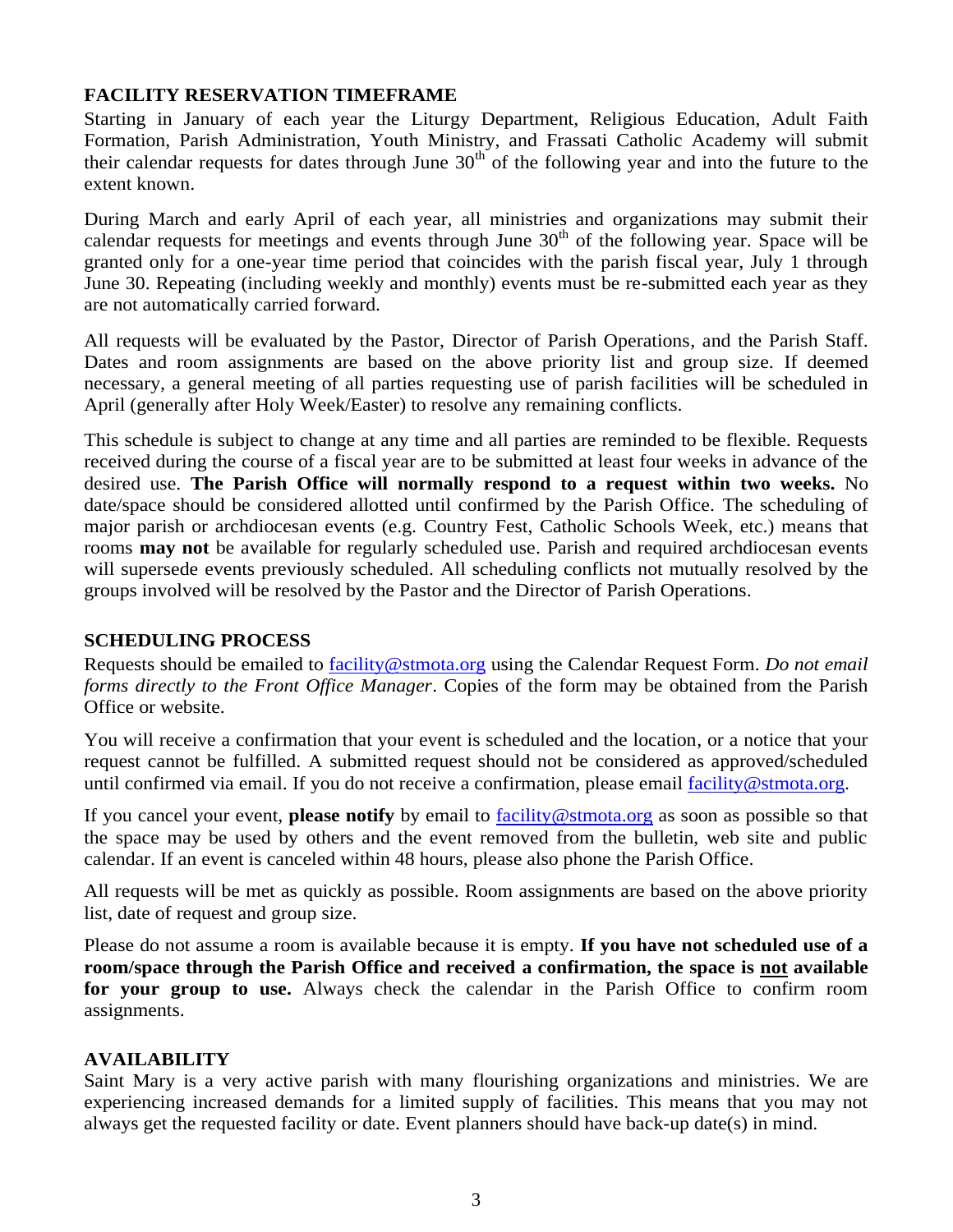## FACILITY RESERVATION TIMEFRAME

Starting in January of each year the Liturgy Department, Religious Education, Adult Faith Formation, Parish Administration, Youth Ministry, and Frassati Catholic Academy will submit their calendar requests for dates through June 30th of the following year and into the future to the extent known.

During March and early April of each year, all ministries and organizations may submit their calendar requests for meetings and events through June 30th of the following year. Space will be granted only for a one-year time period that coincides with the parish fiscal year, July 1 through June 30. Repeating (including weekly and monthly) events must be re-submitted each year as they are not automatically carried forward.

All requests will be evaluated by the Pastor, Director of Parish Operations, and the Parish Staff. Dates and room assignments are based on the above priority list and group size. If deemed necessary, a general meeting of all parties requesting use of parish facilities will be scheduled in April (generally after Holy Week/Easter) to resolve any remaining conflicts.

This schedule is subject to change at any time and all parties are reminded to be flexible. Requests received during the course of a fiscal year are to be submitted at least four weeks in advance of the desired use. **The Parish Office will normally respond to a request within two weeks.** No date/space should be considered allotted until confirmed by the Parish Office. The scheduling of major parish or archdiocesan events (e.g. Country Fest, Catholic Schools Week, etc.) means that rooms **may not** be available for regularly scheduled use. Parish and required archdiocesan events will supersede events previously scheduled. All scheduling conflicts not mutually resolved by the groups involved will be resolved by the Pastor and the Director of Parish Operations.

## SCHEDULING PROCESS

Requests should be emailed to facility@stmota.org using the Calendar Request Form. *Do not email forms directly to the Front Office Manager*. Copies of the form may be obtained from the Parish Office or website.

You will receive a confirmation that your event is scheduled and the location, or a notice that your request cannot be fulfilled. A submitted request should not be considered as approved/scheduled until confirmed via email. If you do not receive a confirmation, please email facility@stmota.org.

If you cancel your event, **please notify** by email to facility@stmota.org as soon as possible so that the space may be used by others and the event removed from the bulletin, web site and public calendar. If an event is canceled within 48 hours, please also phone the Parish Office.

All requests will be met as quickly as possible. Room assignments are based on the above priority list, date of request and group size.

Please do not assume a room is available because it is empty. **If you have not scheduled use of a room/space through the Parish Office and received a confirmation, the space is <u>not</u> available for your group to use.** Always check the calendar in the Parish Office to confirm room assignments.

## AVAILABILITY

Saint Mary is a very active parish with many flourishing organizations and ministries. We are experiencing increased demands for a limited supply of facilities. This means that you may not always get the requested facility or date. Event planners should have back-up date(s) in mind.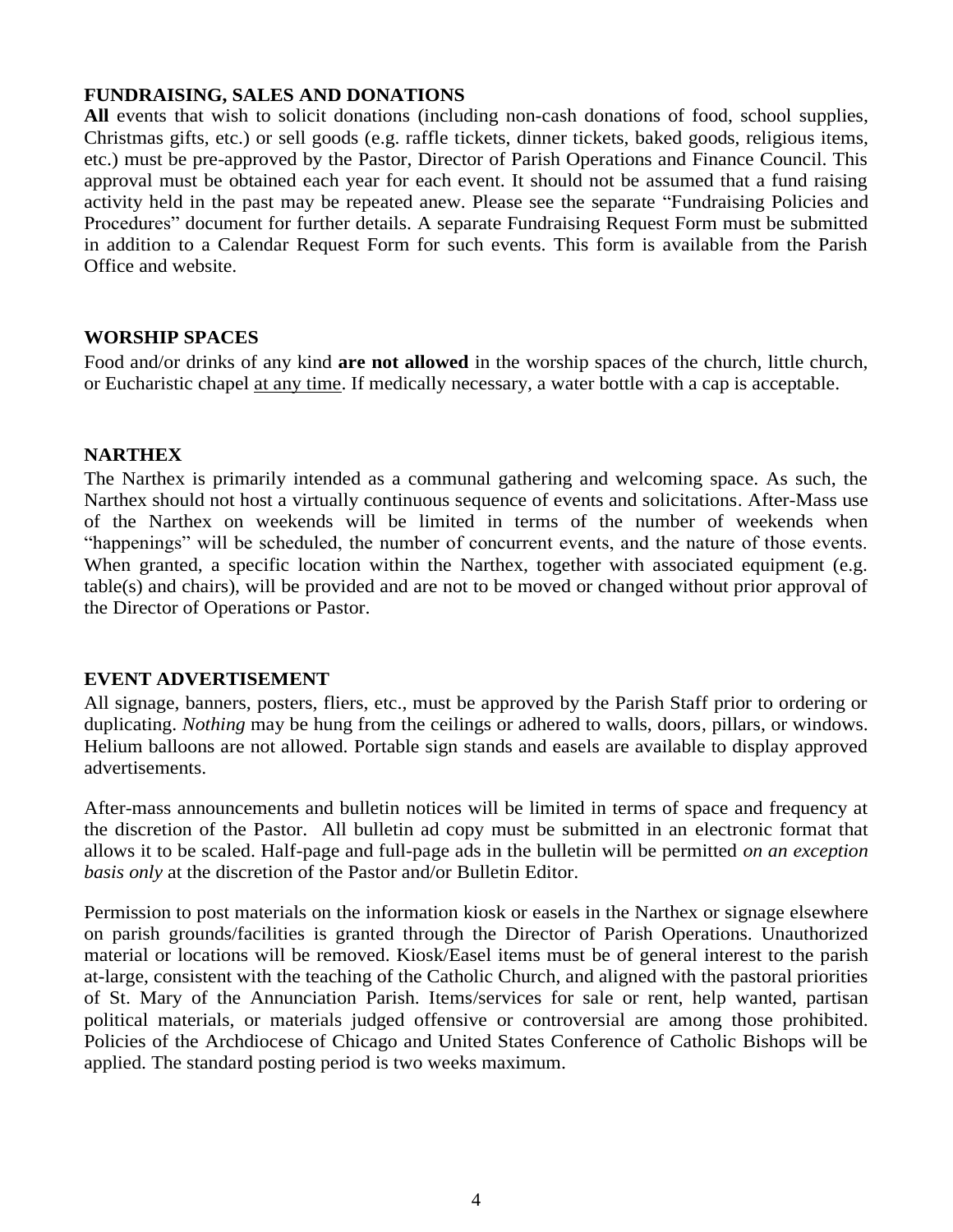## FUNDRAISING, SALES AND DONATIONS

**All** events that wish to solicit donations (including non-cash donations of food, school supplies, Christmas gifts, etc.) or sell goods (e.g. raffle tickets, dinner tickets, baked goods, religious items, etc.) must be pre-approved by the Pastor, Director of Parish Operations and Finance Council. This approval must be obtained each year for each event. It should not be assumed that a fund raising activity held in the past may be repeated anew. Please see the separate "Fundraising Policies and Procedures" document for further details. A separate Fundraising Request Form must be submitted in addition to a Calendar Request Form for such events. This form is available from the Parish Office and website.

## WORSHIP SPACES

Food and/or drinks of any kind **are not allowed** in the worship spaces of the church, little church, or Eucharistic chapel <u>at any time</u>. If medically necessary, a water bottle with a cap is acceptable.

## NARTHEX

The Narthex is primarily intended as a communal gathering and welcoming space. As such, the Narthex should not host a virtually continuous sequence of events and solicitations. After-Mass use of the Narthex on weekends will be limited in terms of the number of weekends when "happenings" will be scheduled, the number of concurrent events, and the nature of those events. When granted, a specific location within the Narthex, together with associated equipment (e.g. table(s) and chairs), will be provided and are not to be moved or changed without prior approval of the Director of Operations or Pastor.

## EVENT ADVERTISEMENT

All signage, banners, posters, fliers, etc., must be approved by the Parish Staff prior to ordering or duplicating. *Nothing* may be hung from the ceilings or adhered to walls, doors, pillars, or windows. Helium balloons are not allowed. Portable sign stands and easels are available to display approved advertisements.

After-mass announcements and bulletin notices will be limited in terms of space and frequency at the discretion of the Pastor. All bulletin ad copy must be submitted in an electronic format that allows it to be scaled. Half-page and full-page ads in the bulletin will be permitted *on an exception basis only* at the discretion of the Pastor and/or Bulletin Editor.

Permission to post materials on the information kiosk or easels in the Narthex or signage elsewhere on parish grounds/facilities is granted through the Director of Parish Operations. Unauthorized material or locations will be removed. Kiosk/Easel items must be of general interest to the parish at-large, consistent with the teaching of the Catholic Church, and aligned with the pastoral priorities of St. Mary of the Annunciation Parish. Items/services for sale or rent, help wanted, partisan political materials, or materials judged offensive or controversial are among those prohibited. Policies of the Archdiocese of Chicago and United States Conference of Catholic Bishops will be applied. The standard posting period is two weeks maximum.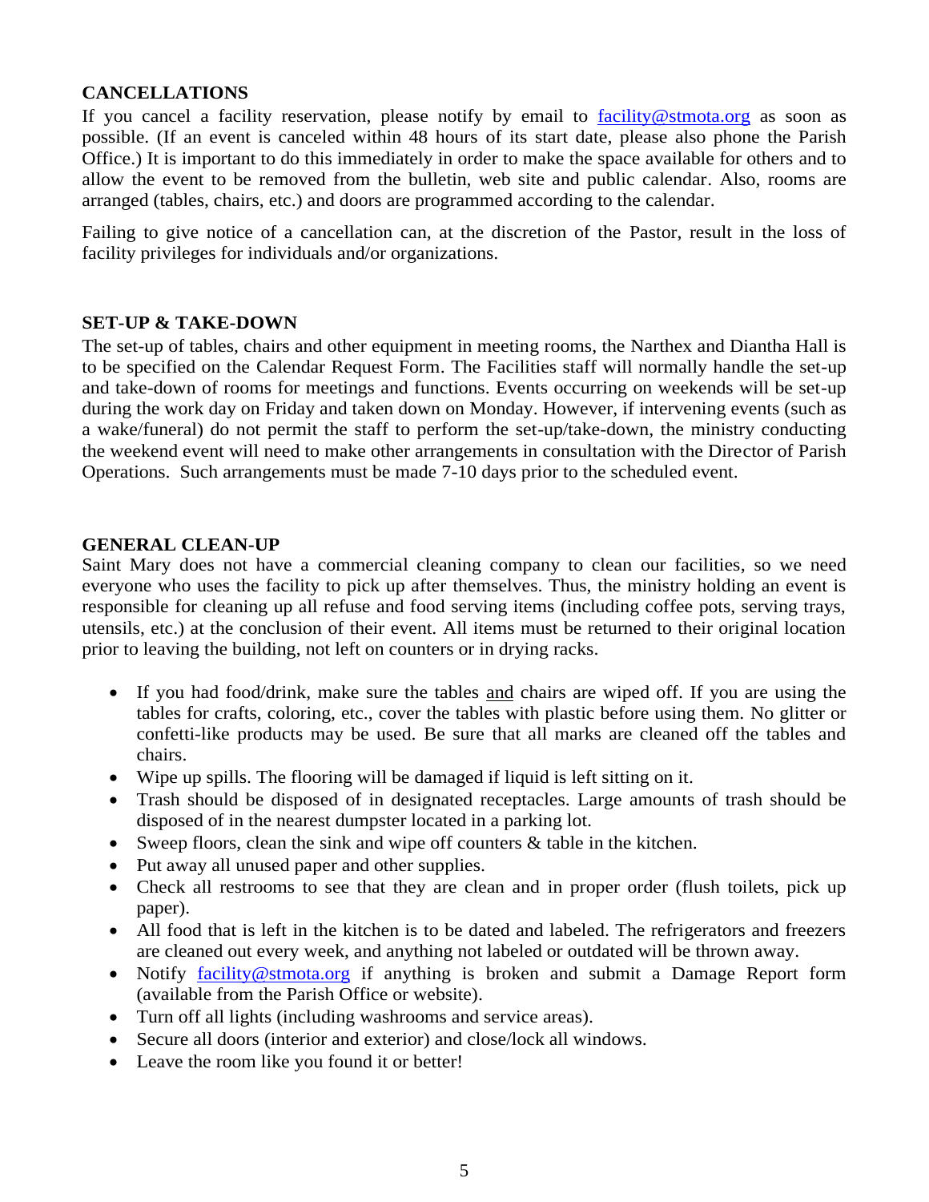## CANCELLATIONS

If you cancel a facility reservation, please notify by email to [facility@stmota.org](mailto:facility@stmota.org) as soon as possible. (If an event is canceled within 48 hours of its start date, please also phone the Parish Office.) It is important to do this immediately in order to make the space available for others and to allow the event to be removed from the bulletin, web site and public calendar. Also, rooms are arranged (tables, chairs, etc.) and doors are programmed according to the calendar.

Failing to give notice of a cancellation can, at the discretion of the Pastor, result in the loss of facility privileges for individuals and/or organizations.

## SET-UP & TAKE-DOWN

The set-up of tables, chairs and other equipment in meeting rooms, the Narthex and Diantha Hall is to be specified on the Calendar Request Form. The Facilities staff will normally handle the set-up and take-down of rooms for meetings and functions. Events occurring on weekends will be set-up during the work day on Friday and taken down on Monday. However, if intervening events (such as a wake/funeral) do not permit the staff to perform the set-up/take-down, the ministry conducting the weekend event will need to make other arrangements in consultation with the Director of Parish Operations. Such arrangements must be made 7-10 days prior to the scheduled event.

## GENERAL CLEAN-UP

Saint Mary does not have a commercial cleaning company to clean our facilities, so we need everyone who uses the facility to pick up after themselves. Thus, the ministry holding an event is responsible for cleaning up all refuse and food serving items (including coffee pots, serving trays, utensils, etc.) at the conclusion of their event. All items must be returned to their original location prior to leaving the building, not left on counters or in drying racks.

- If you had food/drink, make sure the tables <u>and</u> chairs are wiped off. If you are using the tables for crafts, coloring, etc., cover the tables with plastic before using them. No glitter or confetti-like products may be used. Be sure that all marks are cleaned off the tables and chairs.
- Wipe up spills. The flooring will be damaged if liquid is left sitting on it.
- Trash should be disposed of in designated receptacles. Large amounts of trash should be disposed of in the nearest dumpster located in a parking lot.
- Sweep floors, clean the sink and wipe off counters & table in the kitchen.
- Put away all unused paper and other supplies.
- Check all restrooms to see that they are clean and in proper order (flush toilets, pick up paper).
- All food that is left in the kitchen is to be dated and labeled. The refrigerators and freezers are cleaned out every week, and anything not labeled or outdated will be thrown away.
- Notify [facility@stmota.org](mailto:facility@stmota.org) if anything is broken and submit a Damage Report form (available from the Parish Office or website).
- Turn off all lights (including washrooms and service areas).
- Secure all doors (interior and exterior) and close/lock all windows.
- Leave the room like you found it or better!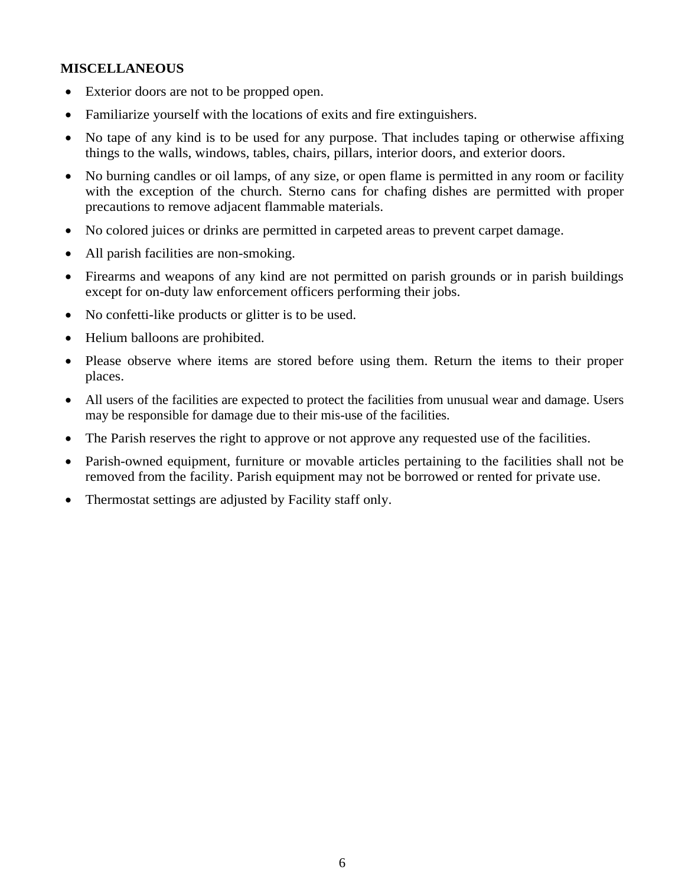**MISCELLANEOUS**

- Exterior doors are not to be propped open.
- Familiarize yourself with the locations of exits and fire extinguishers.
- No tape of any kind is to be used for any purpose. That includes taping or otherwise affixing things to the walls, windows, tables, chairs, pillars, interior doors, and exterior doors.
- No burning candles or oil lamps, of any size, or open flame is permitted in any room or facility with the exception of the church. Sterno cans for chafing dishes are permitted with proper precautions to remove adjacent flammable materials.
- No colored juices or drinks are permitted in carpeted areas to prevent carpet damage.
- All parish facilities are non-smoking.
- Firearms and weapons of any kind are not permitted on parish grounds or in parish buildings except for on-duty law enforcement officers performing their jobs.
- No confetti-like products or glitter is to be used.
- Helium balloons are prohibited.
- Please observe where items are stored before using them. Return the items to their proper places.
- All users of the facilities are expected to protect the facilities from unusual wear and damage. Users may be responsible for damage due to their mis-use of the facilities.
- The Parish reserves the right to approve or not approve any requested use of the facilities.
- Parish-owned equipment, furniture or movable articles pertaining to the facilities shall not be removed from the facility. Parish equipment may not be borrowed or rented for private use.
- Thermostat settings are adjusted by Facility staff only.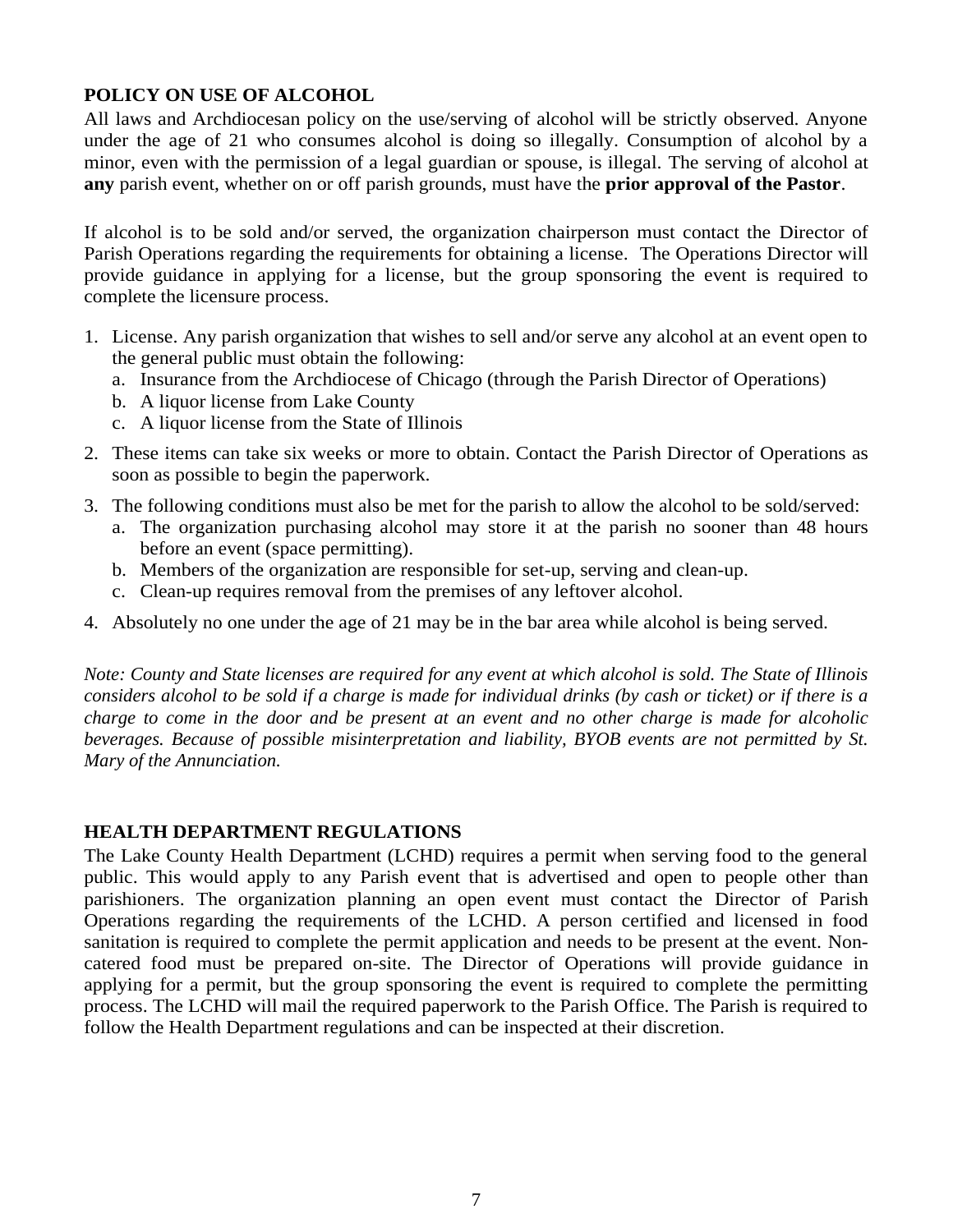## POLICY ON USE OF ALCOHOL

All laws and Archdiocesan policy on the use/serving of alcohol will be strictly observed. Anyone under the age of 21 who consumes alcohol is doing so illegally. Consumption of alcohol by a minor, even with the permission of a legal guardian or spouse, is illegal. The serving of alcohol at **any** parish event, whether on or off parish grounds, must have the **prior approval of the Pastor**.

If alcohol is to be sold and/or served, the organization chairperson must contact the Director of Parish Operations regarding the requirements for obtaining a license. The Operations Director will provide guidance in applying for a license, but the group sponsoring the event is required to complete the licensure process.

1. License. Any parish organization that wishes to sell and/or serve any alcohol at an event open to the general public must obtain the following:
   a. Insurance from the Archdiocese of Chicago (through the Parish Director of Operations)
   b. A liquor license from Lake County
   c. A liquor license from the State of Illinois
2. These items can take six weeks or more to obtain. Contact the Parish Director of Operations as soon as possible to begin the paperwork.
3. The following conditions must also be met for the parish to allow the alcohol to be sold/served:
   a. The organization purchasing alcohol may store it at the parish no sooner than 48 hours before an event (space permitting).
   b. Members of the organization are responsible for set-up, serving and clean-up.
   c. Clean-up requires removal from the premises of any leftover alcohol.
4. Absolutely no one under the age of 21 may be in the bar area while alcohol is being served.

*Note: County and State licenses are required for any event at which alcohol is sold. The State of Illinois considers alcohol to be sold if a charge is made for individual drinks (by cash or ticket) or if there is a charge to come in the door and be present at an event and no other charge is made for alcoholic beverages. Because of possible misinterpretation and liability, BYOB events are not permitted by St. Mary of the Annunciation.*

## HEALTH DEPARTMENT REGULATIONS

The Lake County Health Department (LCHD) requires a permit when serving food to the general public. This would apply to any Parish event that is advertised and open to people other than parishioners. The organization planning an open event must contact the Director of Parish Operations regarding the requirements of the LCHD. A person certified and licensed in food sanitation is required to complete the permit application and needs to be present at the event. Non-catered food must be prepared on-site. The Director of Operations will provide guidance in applying for a permit, but the group sponsoring the event is required to complete the permitting process. The LCHD will mail the required paperwork to the Parish Office. The Parish is required to follow the Health Department regulations and can be inspected at their discretion.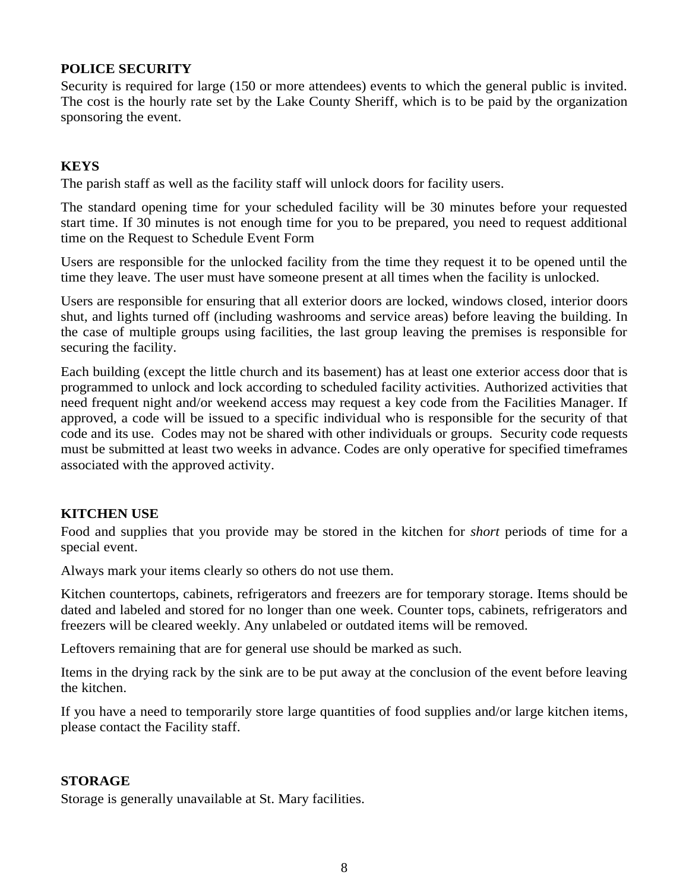## POLICE SECURITY

Security is required for large (150 or more attendees) events to which the general public is invited. The cost is the hourly rate set by the Lake County Sheriff, which is to be paid by the organization sponsoring the event.

## KEYS

The parish staff as well as the facility staff will unlock doors for facility users.

The standard opening time for your scheduled facility will be 30 minutes before your requested start time. If 30 minutes is not enough time for you to be prepared, you need to request additional time on the Request to Schedule Event Form

Users are responsible for the unlocked facility from the time they request it to be opened until the time they leave. The user must have someone present at all times when the facility is unlocked.

Users are responsible for ensuring that all exterior doors are locked, windows closed, interior doors shut, and lights turned off (including washrooms and service areas) before leaving the building. In the case of multiple groups using facilities, the last group leaving the premises is responsible for securing the facility.

Each building (except the little church and its basement) has at least one exterior access door that is programmed to unlock and lock according to scheduled facility activities. Authorized activities that need frequent night and/or weekend access may request a key code from the Facilities Manager. If approved, a code will be issued to a specific individual who is responsible for the security of that code and its use. Codes may not be shared with other individuals or groups. Security code requests must be submitted at least two weeks in advance. Codes are only operative for specified timeframes associated with the approved activity.

## KITCHEN USE

Food and supplies that you provide may be stored in the kitchen for *short* periods of time for a special event.

Always mark your items clearly so others do not use them.

Kitchen countertops, cabinets, refrigerators and freezers are for temporary storage. Items should be dated and labeled and stored for no longer than one week. Counter tops, cabinets, refrigerators and freezers will be cleared weekly. Any unlabeled or outdated items will be removed.

Leftovers remaining that are for general use should be marked as such.

Items in the drying rack by the sink are to be put away at the conclusion of the event before leaving the kitchen.

If you have a need to temporarily store large quantities of food supplies and/or large kitchen items, please contact the Facility staff.

## STORAGE

Storage is generally unavailable at St. Mary facilities.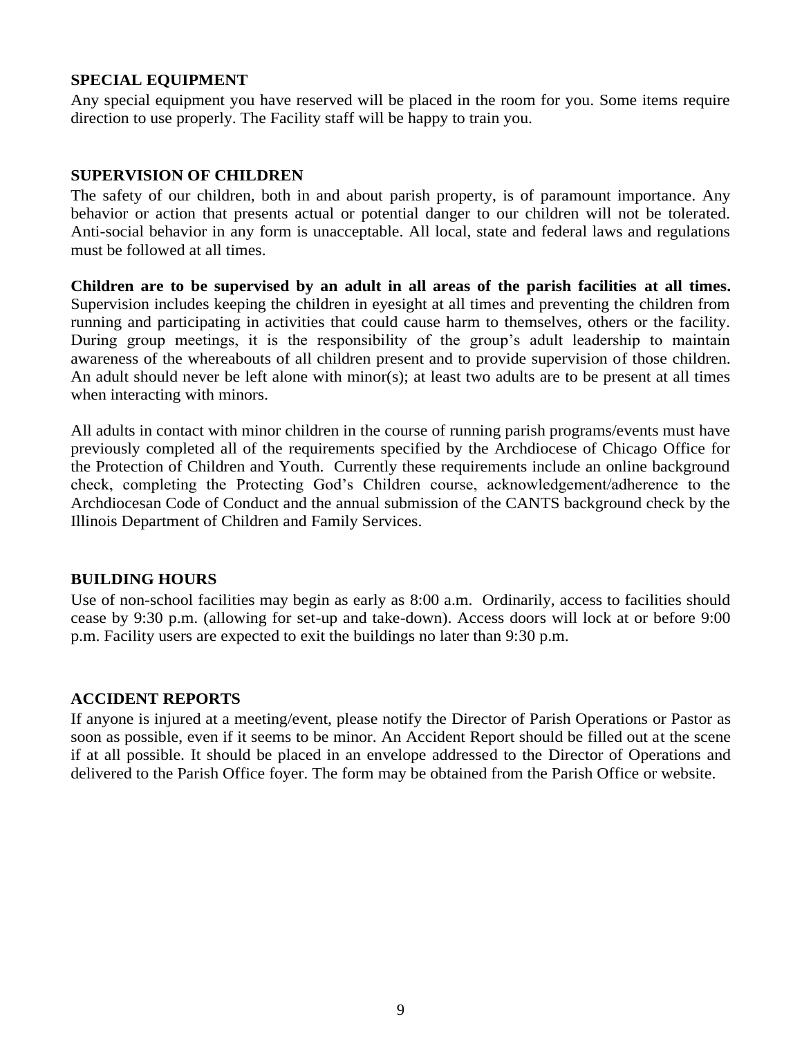## SPECIAL EQUIPMENT

Any special equipment you have reserved will be placed in the room for you. Some items require direction to use properly. The Facility staff will be happy to train you.

## SUPERVISION OF CHILDREN

The safety of our children, both in and about parish property, is of paramount importance. Any behavior or action that presents actual or potential danger to our children will not be tolerated. Anti-social behavior in any form is unacceptable. All local, state and federal laws and regulations must be followed at all times.

**Children are to be supervised by an adult in all areas of the parish facilities at all times.** Supervision includes keeping the children in eyesight at all times and preventing the children from running and participating in activities that could cause harm to themselves, others or the facility. During group meetings, it is the responsibility of the group's adult leadership to maintain awareness of the whereabouts of all children present and to provide supervision of those children. An adult should never be left alone with minor(s); at least two adults are to be present at all times when interacting with minors.

All adults in contact with minor children in the course of running parish programs/events must have previously completed all of the requirements specified by the Archdiocese of Chicago Office for the Protection of Children and Youth. Currently these requirements include an online background check, completing the Protecting God's Children course, acknowledgement/adherence to the Archdiocesan Code of Conduct and the annual submission of the CANTS background check by the Illinois Department of Children and Family Services.

## BUILDING HOURS

Use of non-school facilities may begin as early as 8:00 a.m. Ordinarily, access to facilities should cease by 9:30 p.m. (allowing for set-up and take-down). Access doors will lock at or before 9:00 p.m. Facility users are expected to exit the buildings no later than 9:30 p.m.

## ACCIDENT REPORTS

If anyone is injured at a meeting/event, please notify the Director of Parish Operations or Pastor as soon as possible, even if it seems to be minor. An Accident Report should be filled out at the scene if at all possible. It should be placed in an envelope addressed to the Director of Operations and delivered to the Parish Office foyer. The form may be obtained from the Parish Office or website.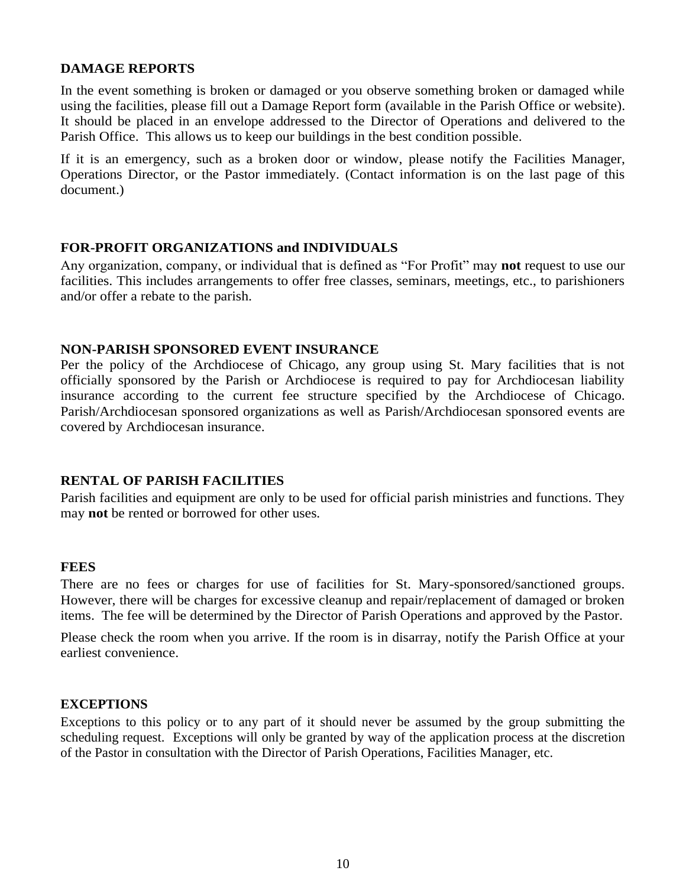## DAMAGE REPORTS

In the event something is broken or damaged or you observe something broken or damaged while using the facilities, please fill out a Damage Report form (available in the Parish Office or website). It should be placed in an envelope addressed to the Director of Operations and delivered to the Parish Office. This allows us to keep our buildings in the best condition possible.

If it is an emergency, such as a broken door or window, please notify the Facilities Manager, Operations Director, or the Pastor immediately. (Contact information is on the last page of this document.)

## FOR-PROFIT ORGANIZATIONS and INDIVIDUALS

Any organization, company, or individual that is defined as "For Profit" may **not** request to use our facilities. This includes arrangements to offer free classes, seminars, meetings, etc., to parishioners and/or offer a rebate to the parish.

## NON-PARISH SPONSORED EVENT INSURANCE

Per the policy of the Archdiocese of Chicago, any group using St. Mary facilities that is not officially sponsored by the Parish or Archdiocese is required to pay for Archdiocesan liability insurance according to the current fee structure specified by the Archdiocese of Chicago. Parish/Archdiocesan sponsored organizations as well as Parish/Archdiocesan sponsored events are covered by Archdiocesan insurance.

## RENTAL OF PARISH FACILITIES

Parish facilities and equipment are only to be used for official parish ministries and functions. They may **not** be rented or borrowed for other uses.

## FEES

There are no fees or charges for use of facilities for St. Mary-sponsored/sanctioned groups. However, there will be charges for excessive cleanup and repair/replacement of damaged or broken items. The fee will be determined by the Director of Parish Operations and approved by the Pastor.

Please check the room when you arrive. If the room is in disarray, notify the Parish Office at your earliest convenience.

## EXCEPTIONS

Exceptions to this policy or to any part of it should never be assumed by the group submitting the scheduling request. Exceptions will only be granted by way of the application process at the discretion of the Pastor in consultation with the Director of Parish Operations, Facilities Manager, etc.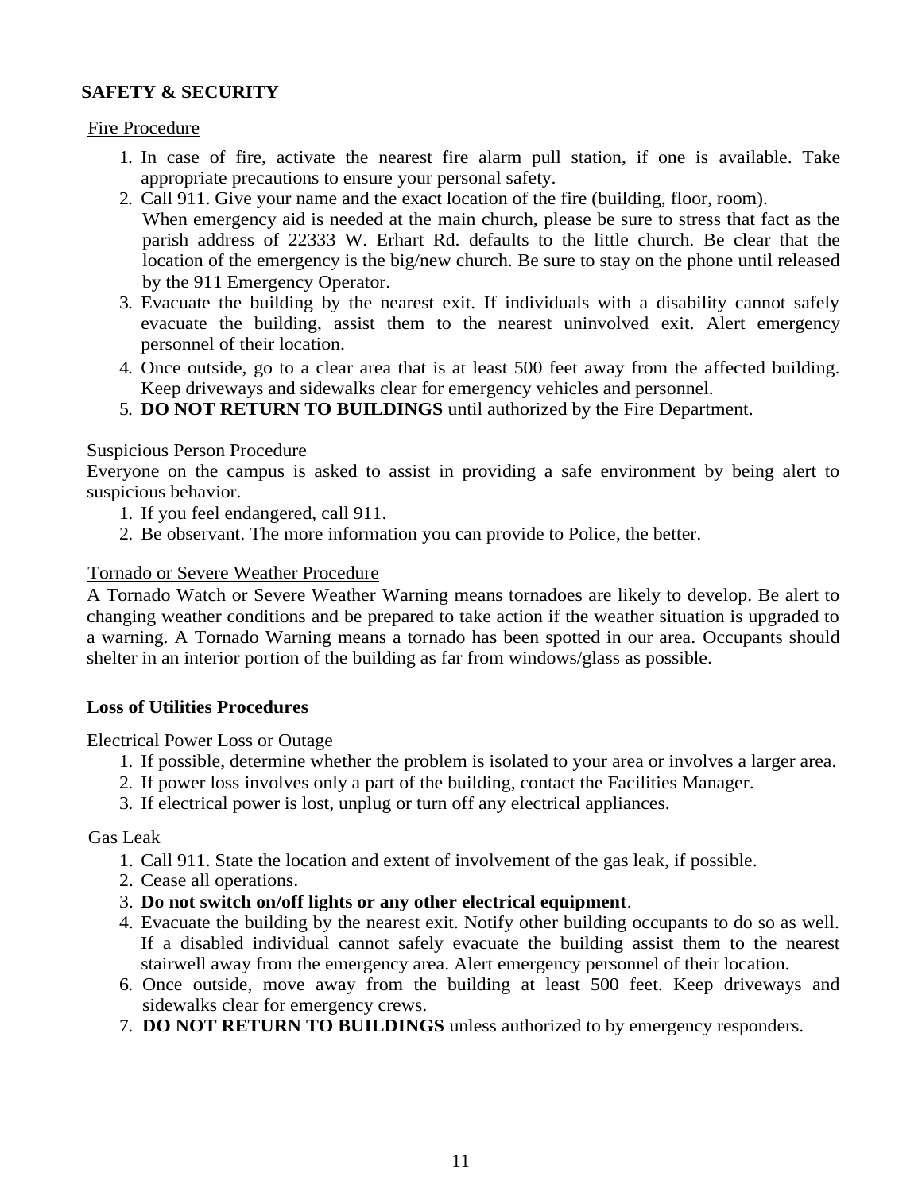## SAFETY & SECURITY

Fire Procedure

1. In case of fire, activate the nearest fire alarm pull station, if one is available. Take appropriate precautions to ensure your personal safety.
2. Call 911. Give your name and the exact location of the fire (building, floor, room). When emergency aid is needed at the main church, please be sure to stress that fact as the parish address of 22333 W. Erhart Rd. defaults to the little church. Be clear that the location of the emergency is the big/new church. Be sure to stay on the phone until released by the 911 Emergency Operator.
3. Evacuate the building by the nearest exit. If individuals with a disability cannot safely evacuate the building, assist them to the nearest uninvolved exit. Alert emergency personnel of their location.
4. Once outside, go to a clear area that is at least 500 feet away from the affected building. Keep driveways and sidewalks clear for emergency vehicles and personnel.
5. **DO NOT RETURN TO BUILDINGS** until authorized by the Fire Department.

Suspicious Person Procedure

Everyone on the campus is asked to assist in providing a safe environment by being alert to suspicious behavior.

1. If you feel endangered, call 911.
2. Be observant. The more information you can provide to Police, the better.

Tornado or Severe Weather Procedure

A Tornado Watch or Severe Weather Warning means tornadoes are likely to develop. Be alert to changing weather conditions and be prepared to take action if the weather situation is upgraded to a warning. A Tornado Warning means a tornado has been spotted in our area. Occupants should shelter in an interior portion of the building as far from windows/glass as possible.

### Loss of Utilities Procedures

Electrical Power Loss or Outage

1. If possible, determine whether the problem is isolated to your area or involves a larger area.
2. If power loss involves only a part of the building, contact the Facilities Manager.
3. If electrical power is lost, unplug or turn off any electrical appliances.

Gas Leak

1. Call 911. State the location and extent of involvement of the gas leak, if possible.
2. Cease all operations.
3. **Do not switch on/off lights or any other electrical equipment**.
4. Evacuate the building by the nearest exit. Notify other building occupants to do so as well. If a disabled individual cannot safely evacuate the building assist them to the nearest stairwell away from the emergency area. Alert emergency personnel of their location.
6. Once outside, move away from the building at least 500 feet. Keep driveways and sidewalks clear for emergency crews.
7. **DO NOT RETURN TO BUILDINGS** unless authorized to by emergency responders.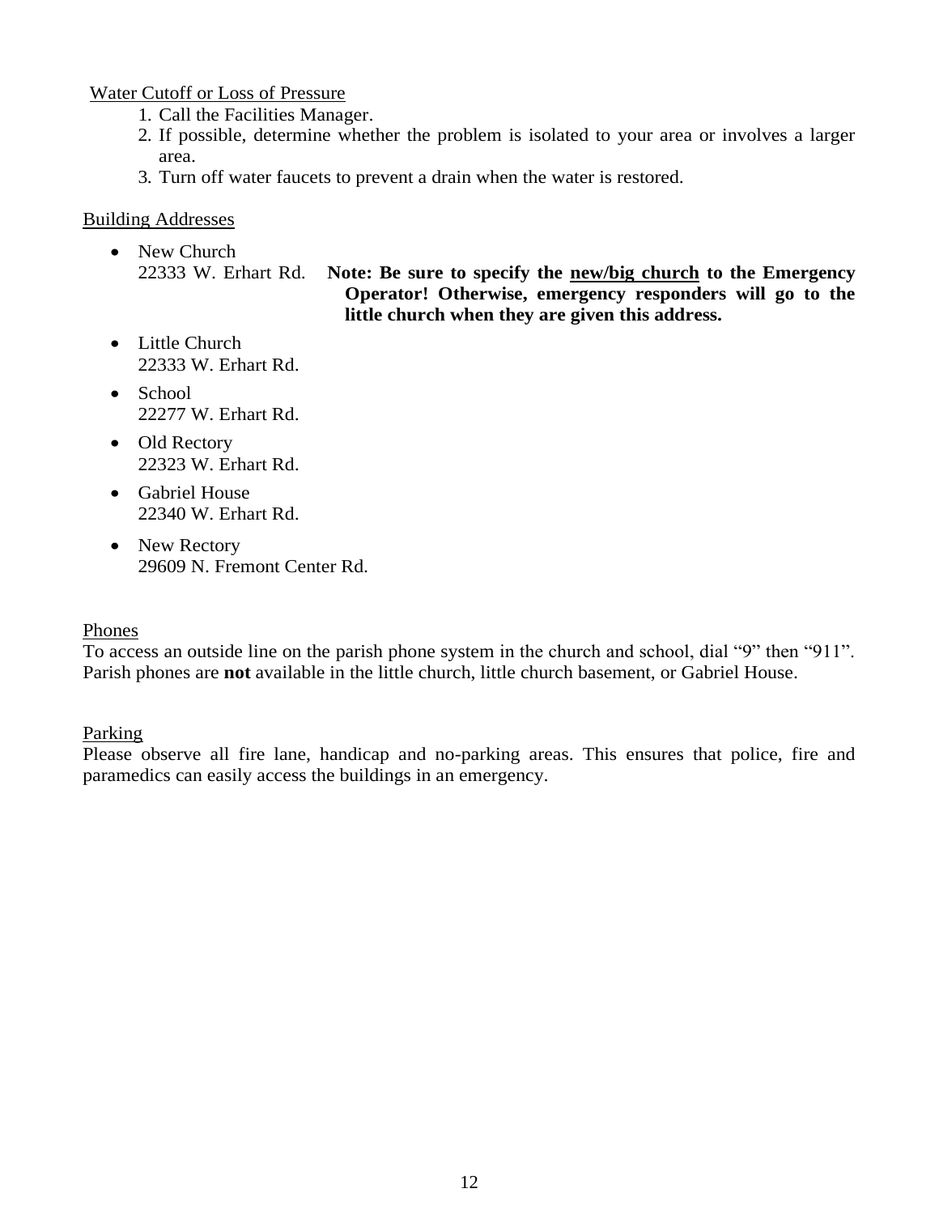Water Cutoff or Loss of Pressure

1. Call the Facilities Manager.
2. If possible, determine whether the problem is isolated to your area or involves a larger area.
3. Turn off water faucets to prevent a drain when the water is restored.

Building Addresses

- New Church
  22333 W. Erhart Rd. **Note: Be sure to specify the new/big church to the Emergency Operator! Otherwise, emergency responders will go to the little church when they are given this address.**
- Little Church
  22333 W. Erhart Rd.
- School
  22277 W. Erhart Rd.
- Old Rectory
  22323 W. Erhart Rd.
- Gabriel House
  22340 W. Erhart Rd.
- New Rectory
  29609 N. Fremont Center Rd.

Phones

To access an outside line on the parish phone system in the church and school, dial “9” then “911”. Parish phones are **not** available in the little church, little church basement, or Gabriel House.

Parking

Please observe all fire lane, handicap and no-parking areas. This ensures that police, fire and paramedics can easily access the buildings in an emergency.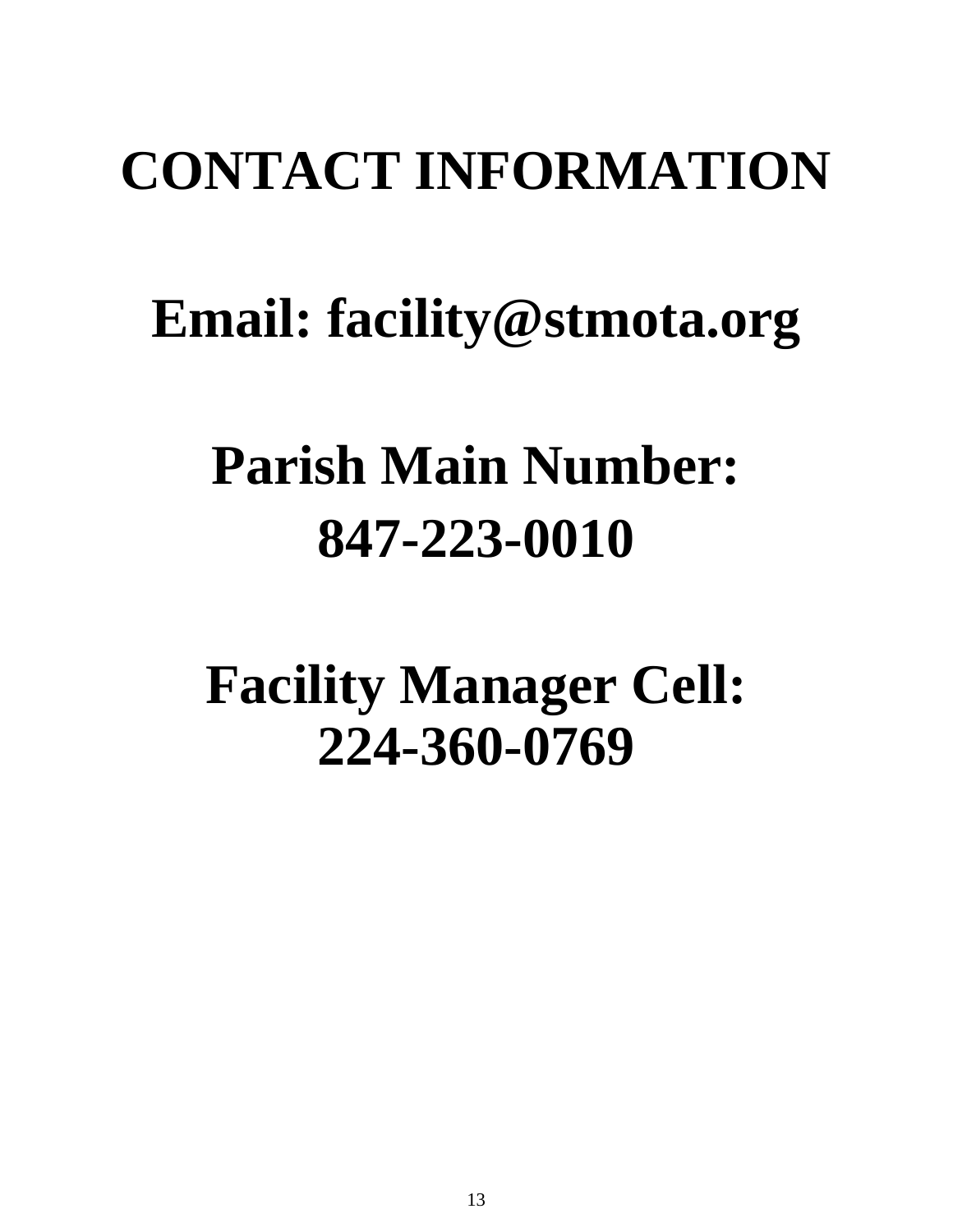# CONTACT INFORMATION

## Email: facility@stmota.org

## Parish Main Number: 847-223-0010

## Facility Manager Cell: 224-360-0769